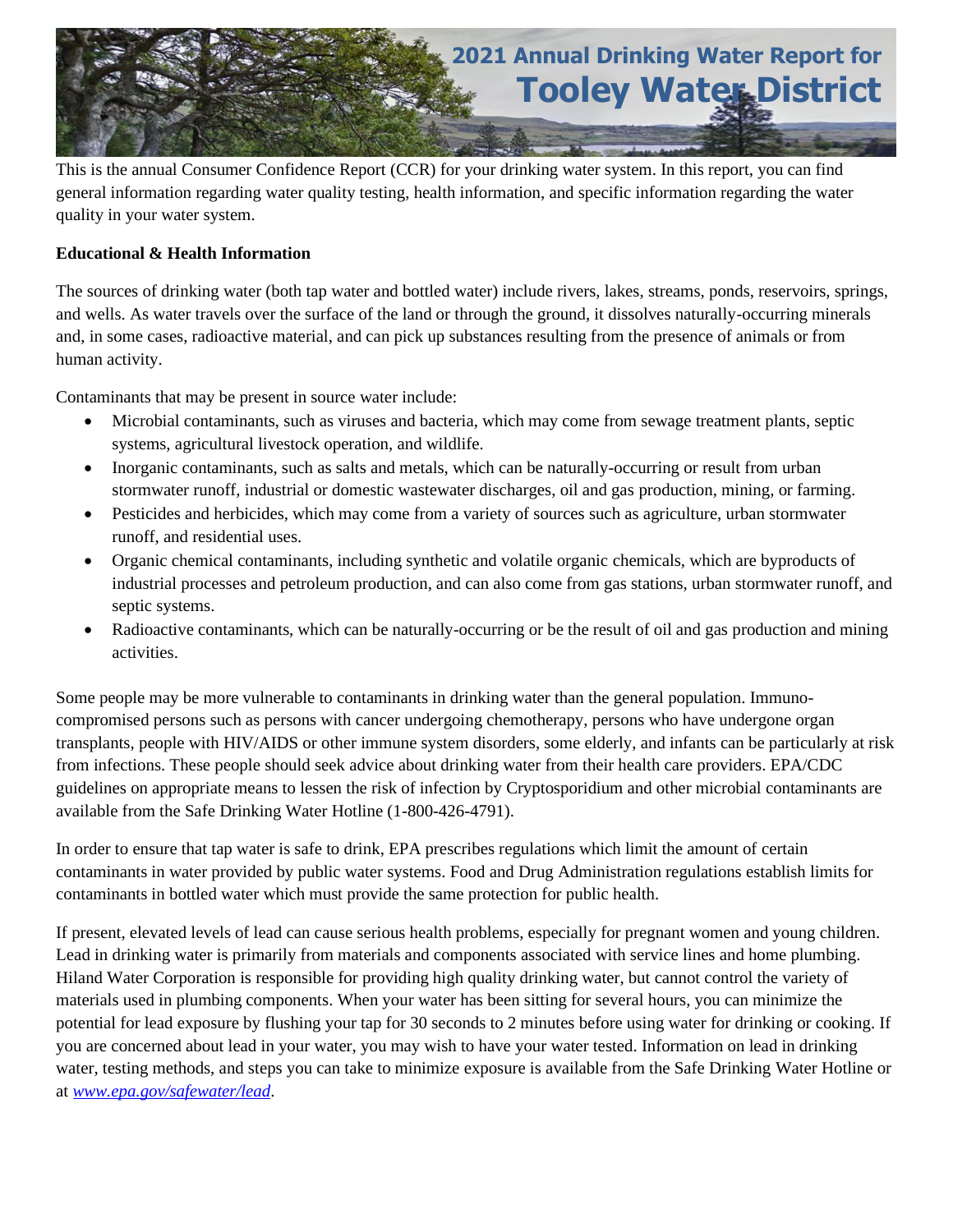# 2021 Annual Drinking Water Report for Tooley Water District

This is the annual Consumer Confidence Report (CCR) for your drinking water system. In this report, you can find general information regarding water quality testing, health information, and specific information regarding the water quality in your water system.

**Educational & Health Information**

The sources of drinking water (both tap water and bottled water) include rivers, lakes, streams, ponds, reservoirs, springs, and wells. As water travels over the surface of the land or through the ground, it dissolves naturally-occurring minerals and, in some cases, radioactive material, and can pick up substances resulting from the presence of animals or from human activity.

Contaminants that may be present in source water include:

- Microbial contaminants, such as viruses and bacteria, which may come from sewage treatment plants, septic systems, agricultural livestock operation, and wildlife.
- Inorganic contaminants, such as salts and metals, which can be naturally-occurring or result from urban stormwater runoff, industrial or domestic wastewater discharges, oil and gas production, mining, or farming.
- Pesticides and herbicides, which may come from a variety of sources such as agriculture, urban stormwater runoff, and residential uses.
- Organic chemical contaminants, including synthetic and volatile organic chemicals, which are byproducts of industrial processes and petroleum production, and can also come from gas stations, urban stormwater runoff, and septic systems.
- Radioactive contaminants, which can be naturally-occurring or be the result of oil and gas production and mining activities.

Some people may be more vulnerable to contaminants in drinking water than the general population. Immuno-compromised persons such as persons with cancer undergoing chemotherapy, persons who have undergone organ transplants, people with HIV/AIDS or other immune system disorders, some elderly, and infants can be particularly at risk from infections. These people should seek advice about drinking water from their health care providers. EPA/CDC guidelines on appropriate means to lessen the risk of infection by Cryptosporidium and other microbial contaminants are available from the Safe Drinking Water Hotline (1-800-426-4791).

In order to ensure that tap water is safe to drink, EPA prescribes regulations which limit the amount of certain contaminants in water provided by public water systems. Food and Drug Administration regulations establish limits for contaminants in bottled water which must provide the same protection for public health.

If present, elevated levels of lead can cause serious health problems, especially for pregnant women and young children. Lead in drinking water is primarily from materials and components associated with service lines and home plumbing. Hiland Water Corporation is responsible for providing high quality drinking water, but cannot control the variety of materials used in plumbing components. When your water has been sitting for several hours, you can minimize the potential for lead exposure by flushing your tap for 30 seconds to 2 minutes before using water for drinking or cooking. If you are concerned about lead in your water, you may wish to have your water tested. Information on lead in drinking water, testing methods, and steps you can take to minimize exposure is available from the Safe Drinking Water Hotline or at *www.epa.gov/safewater/lead*.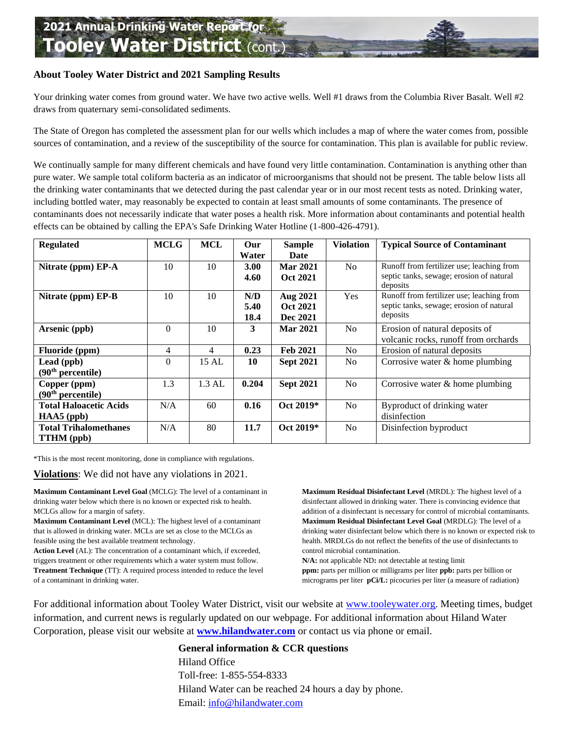# 2021 Annual Drinking Water Report for Tooley Water District (cont.)

## About Tooley Water District and 2021 Sampling Results

Your drinking water comes from ground water. We have two active wells. Well #1 draws from the Columbia River Basalt. Well #2 draws from quaternary semi-consolidated sediments.

The State of Oregon has completed the assessment plan for our wells which includes a map of where the water comes from, possible sources of contamination, and a review of the susceptibility of the source for contamination. This plan is available for public review.

We continually sample for many different chemicals and have found very little contamination. Contamination is anything other than pure water. We sample total coliform bacteria as an indicator of microorganisms that should not be present. The table below lists all the drinking water contaminants that we detected during the past calendar year or in our most recent tests as noted. Drinking water, including bottled water, may reasonably be expected to contain at least small amounts of some contaminants. The presence of contaminants does not necessarily indicate that water poses a health risk. More information about contaminants and potential health effects can be obtained by calling the EPA's Safe Drinking Water Hotline (1-800-426-4791).

| Regulated | MCLG | MCL | Our Water | Sample Date | Violation | Typical Source of Contaminant |
|---|---|---|---|---|---|---|
| **Nitrate (ppm) EP-A** | 10 | 10 | **3.00**<br>**4.60** | **Mar 2021**<br>**Oct 2021** | No | Runoff from fertilizer use; leaching from septic tanks, sewage; erosion of natural deposits |
| **Nitrate (ppm) EP-B** | 10 | 10 | **N/D**<br>**5.40**<br>**18.4** | **Aug 2021**<br>**Oct 2021**<br>**Dec 2021** | Yes | Runoff from fertilizer use; leaching from septic tanks, sewage; erosion of natural deposits |
| **Arsenic (ppb)** | 0 | 10 | **3** | **Mar 2021** | No | Erosion of natural deposits of volcanic rocks, runoff from orchards |
| **Fluoride (ppm)** | 4 | 4 | **0.23** | **Feb 2021** | No | Erosion of natural deposits |
| **Lead (ppb) (90th percentile)** | 0 | 15 AL | **10** | **Sept 2021** | No | Corrosive water & home plumbing |
| **Copper (ppm) (90th percentile)** | 1.3 | 1.3 AL | **0.204** | **Sept 2021** | No | Corrosive water & home plumbing |
| **Total Haloacetic Acids HAA5 (ppb)** | N/A | 60 | **0.16** | **Oct 2019*** | No | Byproduct of drinking water disinfection |
| **Total Trihalomethanes TTHM (ppb)** | N/A | 80 | **11.7** | **Oct 2019*** | No | Disinfection byproduct |

*This is the most recent monitoring, done in compliance with regulations.

**Violations**: We did not have any violations in 2021.

**Maximum Contaminant Level Goal** (MCLG): The level of a contaminant in drinking water below which there is no known or expected risk to health. MCLGs allow for a margin of safety.
**Maximum Contaminant Level** (MCL): The highest level of a contaminant that is allowed in drinking water. MCLs are set as close to the MCLGs as feasible using the best available treatment technology.
**Action Level** (AL): The concentration of a contaminant which, if exceeded, triggers treatment or other requirements which a water system must follow.
**Treatment Technique** (TT): A required process intended to reduce the level of a contaminant in drinking water.

**Maximum Residual Disinfectant Level** (MRDL): The highest level of a disinfectant allowed in drinking water. There is convincing evidence that addition of a disinfectant is necessary for control of microbial contaminants.
**Maximum Residual Disinfectant Level Goal** (MRDLG): The level of a drinking water disinfectant below which there is no known or expected risk to health. MRDLGs do not reflect the benefits of the use of disinfectants to control microbial contamination.
**N/A:** not applicable **ND:** not detectable at testing limit
**ppm:** parts per million or milligrams per liter **ppb:** parts per billion or micrograms per liter **pCi/L:** picocuries per liter (a measure of radiation)

For additional information about Tooley Water District, visit our website at www.tooleywater.org. Meeting times, budget information, and current news is regularly updated on our webpage. For additional information about Hiland Water Corporation, please visit our website at **www.hilandwater.com** or contact us via phone or email.

**General information & CCR questions**
Hiland Office
Toll-free: 1-855-554-8333
Hiland Water can be reached 24 hours a day by phone.
Email: info@hilandwater.com